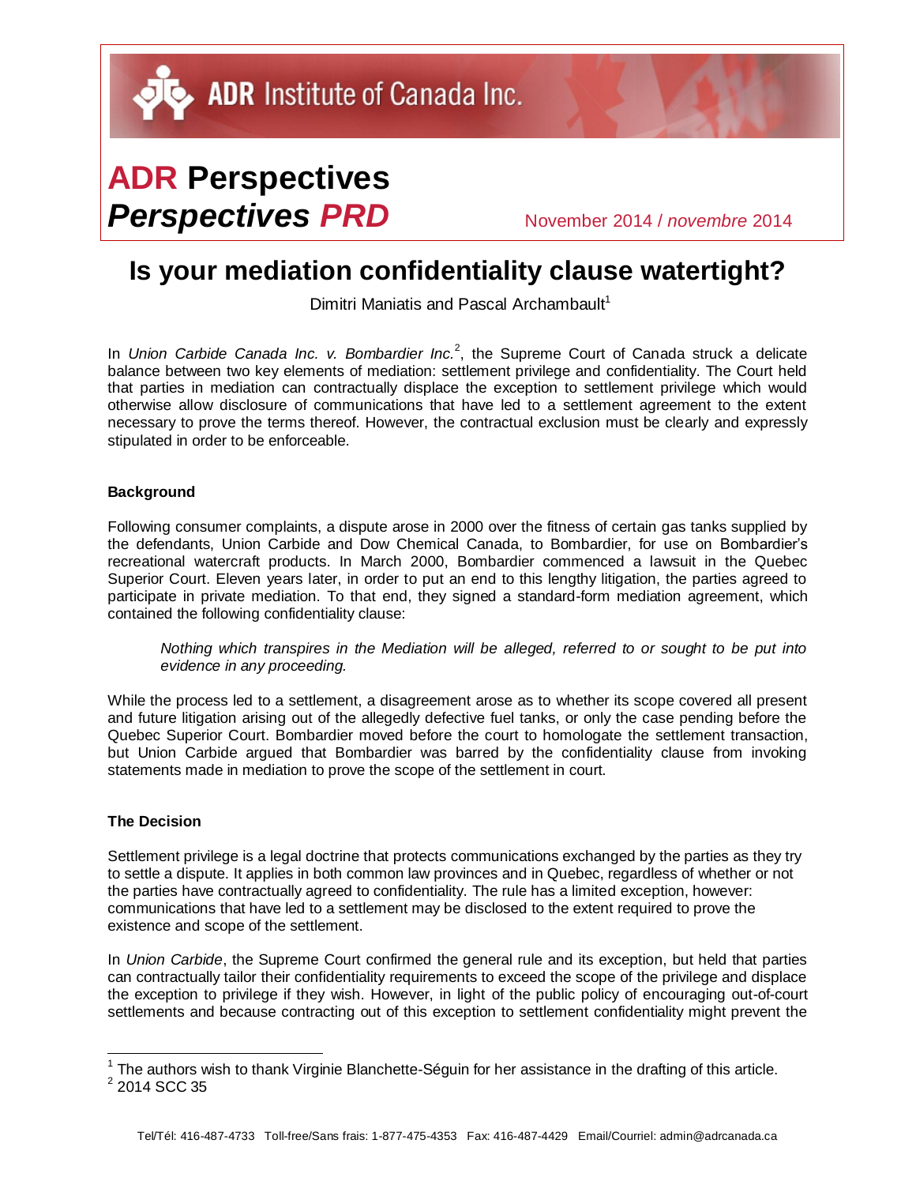ADR Institute of Canada Inc.

# ADR Perspectives *Perspectives PRD*

November 2014 / *novembre* 2014

## Is your mediation confidentiality clause watertight?

Dimitri Maniatis and Pascal Archambault[1]

In *Union Carbide Canada Inc. v. Bombardier Inc.*[2], the Supreme Court of Canada struck a delicate balance between two key elements of mediation: settlement privilege and confidentiality. The Court held that parties in mediation can contractually displace the exception to settlement privilege which would otherwise allow disclosure of communications that have led to a settlement agreement to the extent necessary to prove the terms thereof. However, the contractual exclusion must be clearly and expressly stipulated in order to be enforceable.

**Background**

Following consumer complaints, a dispute arose in 2000 over the fitness of certain gas tanks supplied by the defendants, Union Carbide and Dow Chemical Canada, to Bombardier, for use on Bombardier's recreational watercraft products. In March 2000, Bombardier commenced a lawsuit in the Quebec Superior Court. Eleven years later, in order to put an end to this lengthy litigation, the parties agreed to participate in private mediation. To that end, they signed a standard-form mediation agreement, which contained the following confidentiality clause:

> *Nothing which transpires in the Mediation will be alleged, referred to or sought to be put into evidence in any proceeding.*

While the process led to a settlement, a disagreement arose as to whether its scope covered all present and future litigation arising out of the allegedly defective fuel tanks, or only the case pending before the Quebec Superior Court. Bombardier moved before the court to homologate the settlement transaction, but Union Carbide argued that Bombardier was barred by the confidentiality clause from invoking statements made in mediation to prove the scope of the settlement in court.

**The Decision**

Settlement privilege is a legal doctrine that protects communications exchanged by the parties as they try to settle a dispute. It applies in both common law provinces and in Quebec, regardless of whether or not the parties have contractually agreed to confidentiality. The rule has a limited exception, however: communications that have led to a settlement may be disclosed to the extent required to prove the existence and scope of the settlement.

In *Union Carbide*, the Supreme Court confirmed the general rule and its exception, but held that parties can contractually tailor their confidentiality requirements to exceed the scope of the privilege and displace the exception to privilege if they wish. However, in light of the public policy of encouraging out-of-court settlements and because contracting out of this exception to settlement confidentiality might prevent the

---

[1] The authors wish to thank Virginie Blanchette-Séguin for her assistance in the drafting of this article.

[2] 2014 SCC 35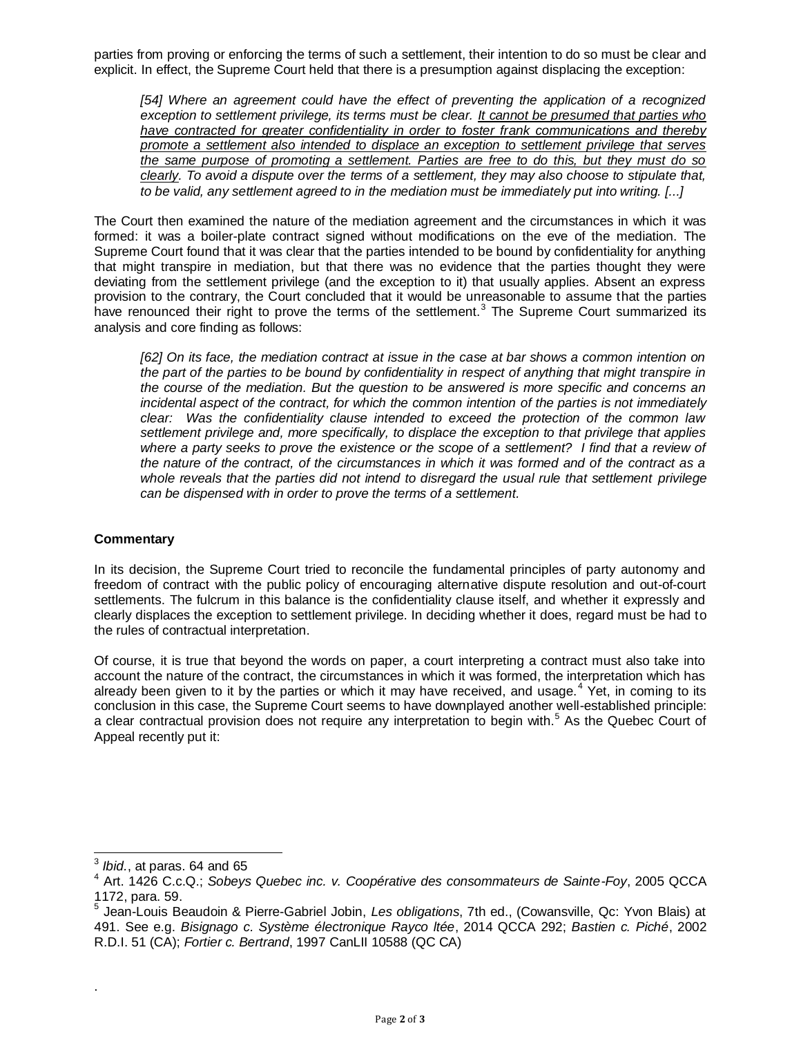parties from proving or enforcing the terms of such a settlement, their intention to do so must be clear and explicit. In effect, the Supreme Court held that there is a presumption against displacing the exception:

> *[54] Where an agreement could have the effect of preventing the application of a recognized exception to settlement privilege, its terms must be clear. <u>It cannot be presumed that parties who have contracted for greater confidentiality in order to foster frank communications and thereby promote a settlement also intended to displace an exception to settlement privilege that serves the same purpose of promoting a settlement. Parties are free to do this, but they must do so clearly</u>. To avoid a dispute over the terms of a settlement, they may also choose to stipulate that, to be valid, any settlement agreed to in the mediation must be immediately put into writing. [...]*

The Court then examined the nature of the mediation agreement and the circumstances in which it was formed: it was a boiler-plate contract signed without modifications on the eve of the mediation. The Supreme Court found that it was clear that the parties intended to be bound by confidentiality for anything that might transpire in mediation, but that there was no evidence that the parties thought they were deviating from the settlement privilege (and the exception to it) that usually applies. Absent an express provision to the contrary, the Court concluded that it would be unreasonable to assume that the parties have renounced their right to prove the terms of the settlement.[3] The Supreme Court summarized its analysis and core finding as follows:

> *[62] On its face, the mediation contract at issue in the case at bar shows a common intention on the part of the parties to be bound by confidentiality in respect of anything that might transpire in the course of the mediation. But the question to be answered is more specific and concerns an incidental aspect of the contract, for which the common intention of the parties is not immediately clear: Was the confidentiality clause intended to exceed the protection of the common law settlement privilege and, more specifically, to displace the exception to that privilege that applies where a party seeks to prove the existence or the scope of a settlement? I find that a review of the nature of the contract, of the circumstances in which it was formed and of the contract as a whole reveals that the parties did not intend to disregard the usual rule that settlement privilege can be dispensed with in order to prove the terms of a settlement.*

**Commentary**

In its decision, the Supreme Court tried to reconcile the fundamental principles of party autonomy and freedom of contract with the public policy of encouraging alternative dispute resolution and out-of-court settlements. The fulcrum in this balance is the confidentiality clause itself, and whether it expressly and clearly displaces the exception to settlement privilege. In deciding whether it does, regard must be had to the rules of contractual interpretation.

Of course, it is true that beyond the words on paper, a court interpreting a contract must also take into account the nature of the contract, the circumstances in which it was formed, the interpretation which has already been given to it by the parties or which it may have received, and usage.[4] Yet, in coming to its conclusion in this case, the Supreme Court seems to have downplayed another well-established principle: a clear contractual provision does not require any interpretation to begin with.[5] As the Quebec Court of Appeal recently put it:

---

[3] *Ibid.*, at paras. 64 and 65

[4] Art. 1426 C.c.Q.; *Sobeys Quebec inc. v. Coopérative des consommateurs de Sainte-Foy*, 2005 QCCA 1172, para. 59.

[5] Jean-Louis Beaudoin & Pierre-Gabriel Jobin, *Les obligations*, 7th ed., (Cowansville, Qc: Yvon Blais) at 491. See e.g. *Bisignago c. Système électronique Rayco ltée*, 2014 QCCA 292; *Bastien c. Piché*, 2002 R.D.I. 51 (CA); *Fortier c. Bertrand*, 1997 CanLII 10588 (QC CA)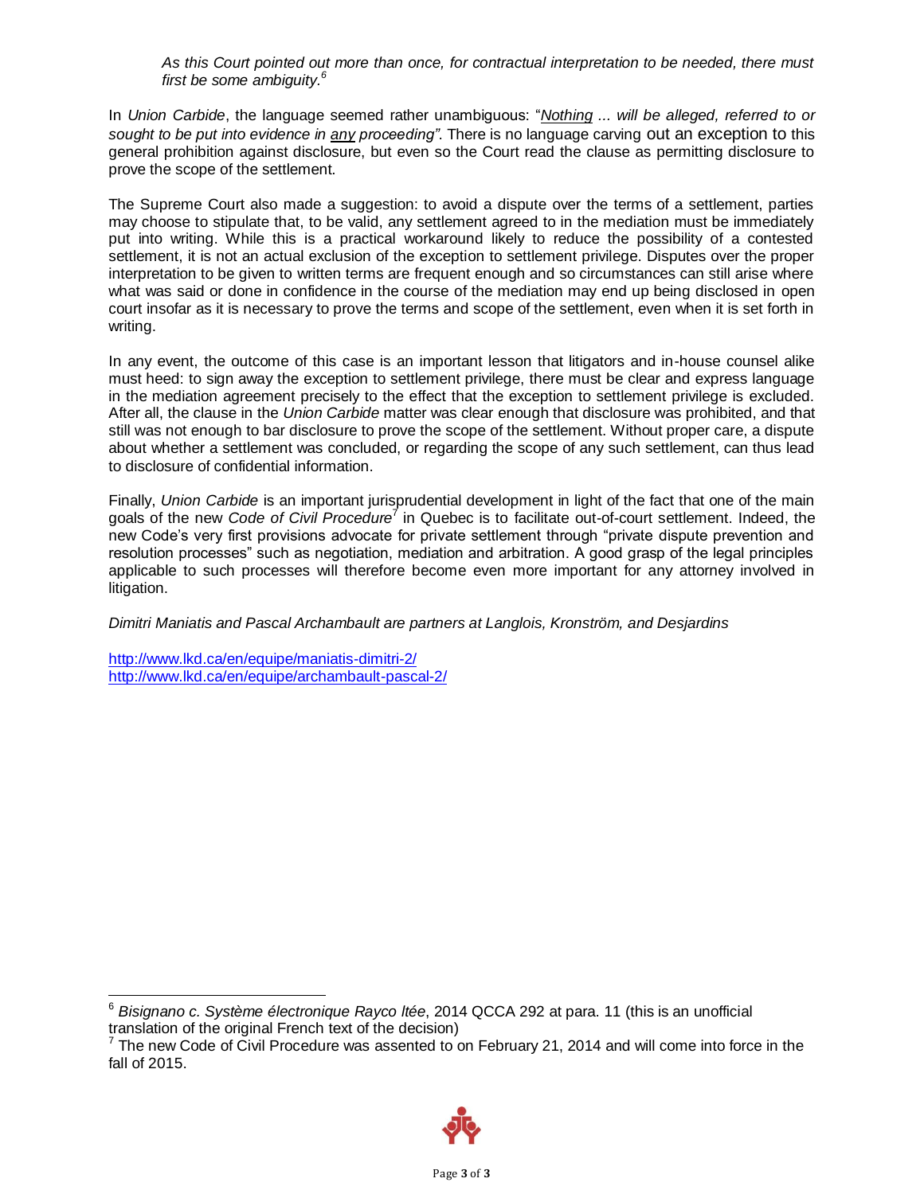*As this Court pointed out more than once, for contractual interpretation to be needed, there must first be some ambiguity.*[6]

In *Union Carbide*, the language seemed rather unambiguous: "*<u>Nothing</u> ... will be alleged, referred to or sought to be put into evidence in <u>any</u> proceeding"*. There is no language carving out an exception to this general prohibition against disclosure, but even so the Court read the clause as permitting disclosure to prove the scope of the settlement.

The Supreme Court also made a suggestion: to avoid a dispute over the terms of a settlement, parties may choose to stipulate that, to be valid, any settlement agreed to in the mediation must be immediately put into writing. While this is a practical workaround likely to reduce the possibility of a contested settlement, it is not an actual exclusion of the exception to settlement privilege. Disputes over the proper interpretation to be given to written terms are frequent enough and so circumstances can still arise where what was said or done in confidence in the course of the mediation may end up being disclosed in open court insofar as it is necessary to prove the terms and scope of the settlement, even when it is set forth in writing.

In any event, the outcome of this case is an important lesson that litigators and in-house counsel alike must heed: to sign away the exception to settlement privilege, there must be clear and express language in the mediation agreement precisely to the effect that the exception to settlement privilege is excluded. After all, the clause in the *Union Carbide* matter was clear enough that disclosure was prohibited, and that still was not enough to bar disclosure to prove the scope of the settlement. Without proper care, a dispute about whether a settlement was concluded, or regarding the scope of any such settlement, can thus lead to disclosure of confidential information.

Finally, *Union Carbide* is an important jurisprudential development in light of the fact that one of the main goals of the new *Code of Civil Procedure*[7] in Quebec is to facilitate out-of-court settlement. Indeed, the new Code's very first provisions advocate for private settlement through "private dispute prevention and resolution processes" such as negotiation, mediation and arbitration. A good grasp of the legal principles applicable to such processes will therefore become even more important for any attorney involved in litigation.

*Dimitri Maniatis and Pascal Archambault are partners at Langlois, Kronström, and Desjardins*

http://www.lkd.ca/en/equipe/maniatis-dimitri-2/
http://www.lkd.ca/en/equipe/archambault-pascal-2/

---

[6] *Bisignano c. Système électronique Rayco ltée*, 2014 QCCA 292 at para. 11 (this is an unofficial translation of the original French text of the decision)

[7] The new Code of Civil Procedure was assented to on February 21, 2014 and will come into force in the fall of 2015.